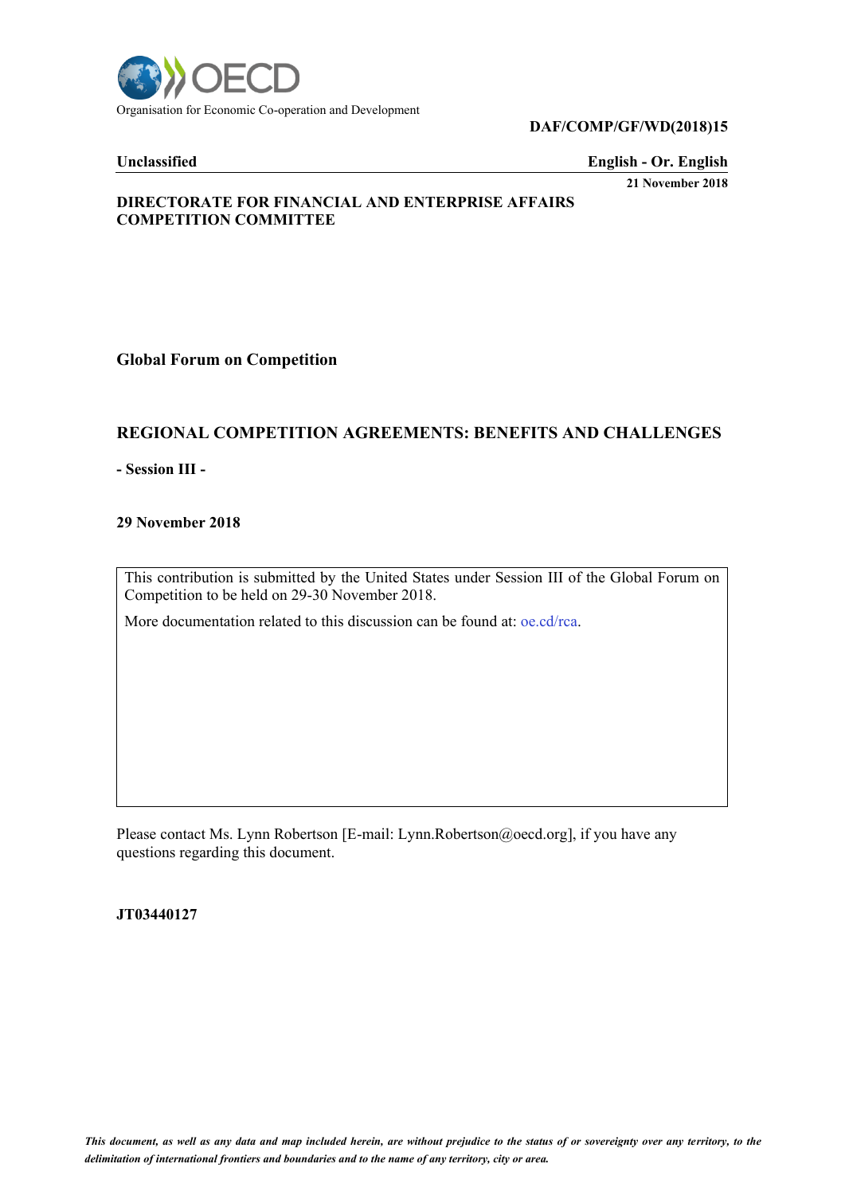Organisation for Economic Co-operation and Development

**DAF/COMP/GF/WD(2018)15**

**Unclassified** **English - Or. English**

**21 November 2018**

**DIRECTORATE FOR FINANCIAL AND ENTERPRISE AFFAIRS**
**COMPETITION COMMITTEE**

**Global Forum on Competition**

## REGIONAL COMPETITION AGREEMENTS: BENEFITS AND CHALLENGES

**- Session III -**

**29 November 2018**

This contribution is submitted by the United States under Session III of the Global Forum on Competition to be held on 29-30 November 2018.

More documentation related to this discussion can be found at: oe.cd/rca.

Please contact Ms. Lynn Robertson [E-mail: Lynn.Robertson@oecd.org], if you have any questions regarding this document.

**JT03440127**

*This document, as well as any data and map included herein, are without prejudice to the status of or sovereignty over any territory, to the delimitation of international frontiers and boundaries and to the name of any territory, city or area.*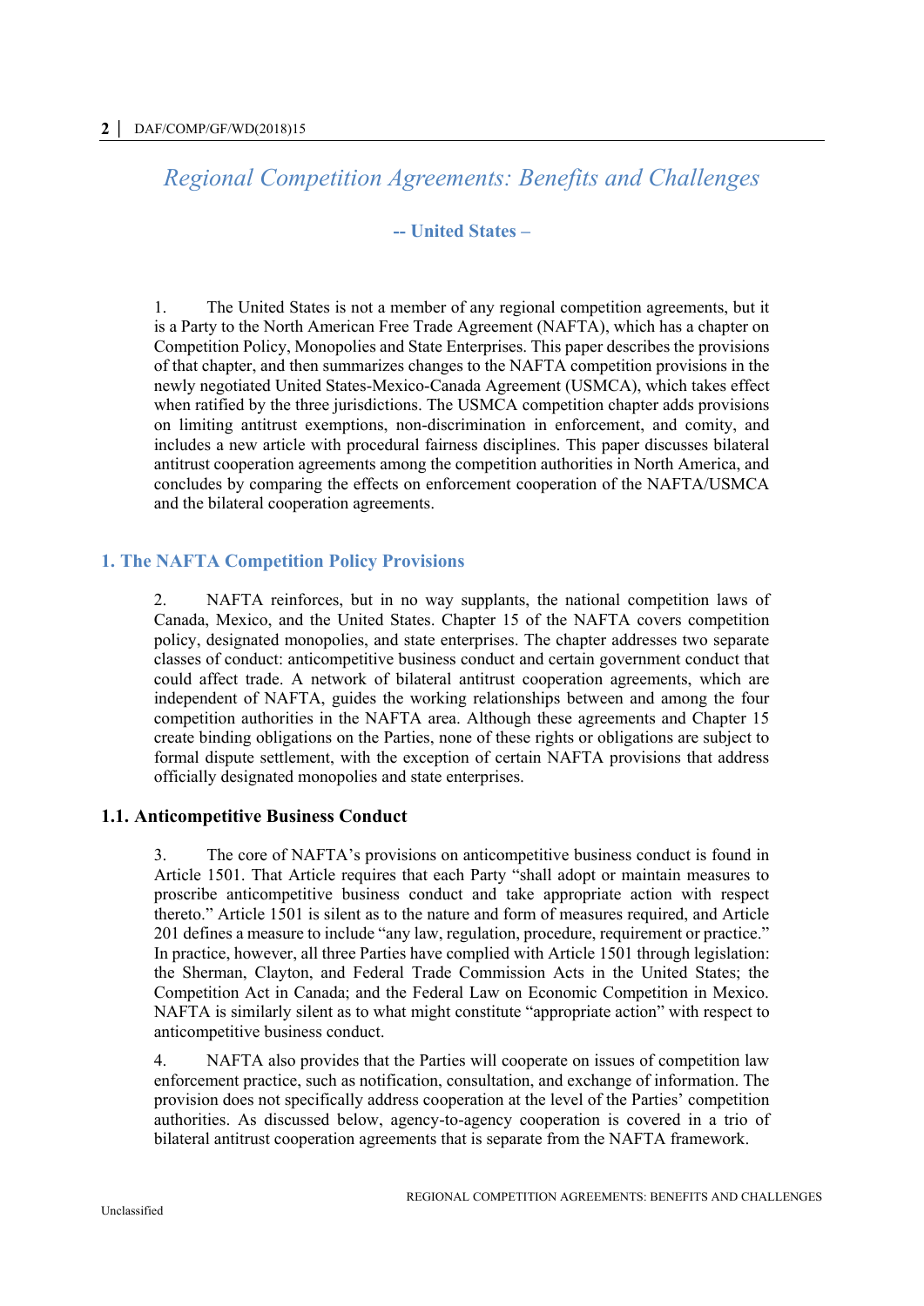# *Regional Competition Agreements: Benefits and Challenges*

**-- United States –**

1. The United States is not a member of any regional competition agreements, but it is a Party to the North American Free Trade Agreement (NAFTA), which has a chapter on Competition Policy, Monopolies and State Enterprises. This paper describes the provisions of that chapter, and then summarizes changes to the NAFTA competition provisions in the newly negotiated United States-Mexico-Canada Agreement (USMCA), which takes effect when ratified by the three jurisdictions. The USMCA competition chapter adds provisions on limiting antitrust exemptions, non-discrimination in enforcement, and comity, and includes a new article with procedural fairness disciplines. This paper discusses bilateral antitrust cooperation agreements among the competition authorities in North America, and concludes by comparing the effects on enforcement cooperation of the NAFTA/USMCA and the bilateral cooperation agreements.

## 1. The NAFTA Competition Policy Provisions

2. NAFTA reinforces, but in no way supplants, the national competition laws of Canada, Mexico, and the United States. Chapter 15 of the NAFTA covers competition policy, designated monopolies, and state enterprises. The chapter addresses two separate classes of conduct: anticompetitive business conduct and certain government conduct that could affect trade. A network of bilateral antitrust cooperation agreements, which are independent of NAFTA, guides the working relationships between and among the four competition authorities in the NAFTA area. Although these agreements and Chapter 15 create binding obligations on the Parties, none of these rights or obligations are subject to formal dispute settlement, with the exception of certain NAFTA provisions that address officially designated monopolies and state enterprises.

### 1.1. Anticompetitive Business Conduct

3. The core of NAFTA's provisions on anticompetitive business conduct is found in Article 1501. That Article requires that each Party "shall adopt or maintain measures to proscribe anticompetitive business conduct and take appropriate action with respect thereto." Article 1501 is silent as to the nature and form of measures required, and Article 201 defines a measure to include "any law, regulation, procedure, requirement or practice." In practice, however, all three Parties have complied with Article 1501 through legislation: the Sherman, Clayton, and Federal Trade Commission Acts in the United States; the Competition Act in Canada; and the Federal Law on Economic Competition in Mexico. NAFTA is similarly silent as to what might constitute "appropriate action" with respect to anticompetitive business conduct.

4. NAFTA also provides that the Parties will cooperate on issues of competition law enforcement practice, such as notification, consultation, and exchange of information. The provision does not specifically address cooperation at the level of the Parties' competition authorities. As discussed below, agency-to-agency cooperation is covered in a trio of bilateral antitrust cooperation agreements that is separate from the NAFTA framework.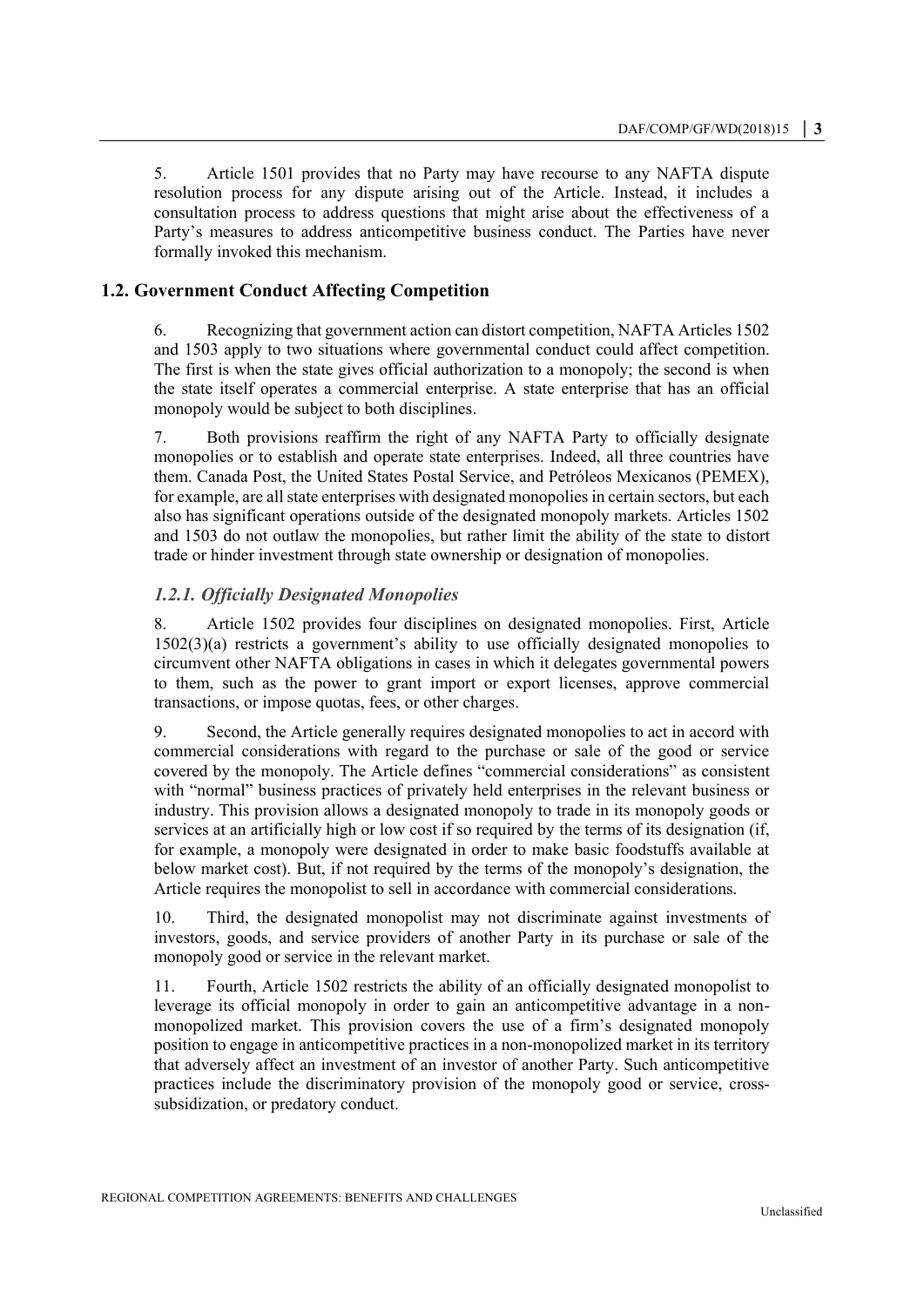5. Article 1501 provides that no Party may have recourse to any NAFTA dispute resolution process for any dispute arising out of the Article. Instead, it includes a consultation process to address questions that might arise about the effectiveness of a Party's measures to address anticompetitive business conduct. The Parties have never formally invoked this mechanism.

## 1.2. Government Conduct Affecting Competition

6. Recognizing that government action can distort competition, NAFTA Articles 1502 and 1503 apply to two situations where governmental conduct could affect competition. The first is when the state gives official authorization to a monopoly; the second is when the state itself operates a commercial enterprise. A state enterprise that has an official monopoly would be subject to both disciplines.

7. Both provisions reaffirm the right of any NAFTA Party to officially designate monopolies or to establish and operate state enterprises. Indeed, all three countries have them. Canada Post, the United States Postal Service, and Petróleos Mexicanos (PEMEX), for example, are all state enterprises with designated monopolies in certain sectors, but each also has significant operations outside of the designated monopoly markets. Articles 1502 and 1503 do not outlaw the monopolies, but rather limit the ability of the state to distort trade or hinder investment through state ownership or designation of monopolies.

### *1.2.1. Officially Designated Monopolies*

8. Article 1502 provides four disciplines on designated monopolies. First, Article 1502(3)(a) restricts a government's ability to use officially designated monopolies to circumvent other NAFTA obligations in cases in which it delegates governmental powers to them, such as the power to grant import or export licenses, approve commercial transactions, or impose quotas, fees, or other charges.

9. Second, the Article generally requires designated monopolies to act in accord with commercial considerations with regard to the purchase or sale of the good or service covered by the monopoly. The Article defines "commercial considerations" as consistent with "normal" business practices of privately held enterprises in the relevant business or industry. This provision allows a designated monopoly to trade in its monopoly goods or services at an artificially high or low cost if so required by the terms of its designation (if, for example, a monopoly were designated in order to make basic foodstuffs available at below market cost). But, if not required by the terms of the monopoly's designation, the Article requires the monopolist to sell in accordance with commercial considerations.

10. Third, the designated monopolist may not discriminate against investments of investors, goods, and service providers of another Party in its purchase or sale of the monopoly good or service in the relevant market.

11. Fourth, Article 1502 restricts the ability of an officially designated monopolist to leverage its official monopoly in order to gain an anticompetitive advantage in a non-monopolized market. This provision covers the use of a firm's designated monopoly position to engage in anticompetitive practices in a non-monopolized market in its territory that adversely affect an investment of an investor of another Party. Such anticompetitive practices include the discriminatory provision of the monopoly good or service, cross-subsidization, or predatory conduct.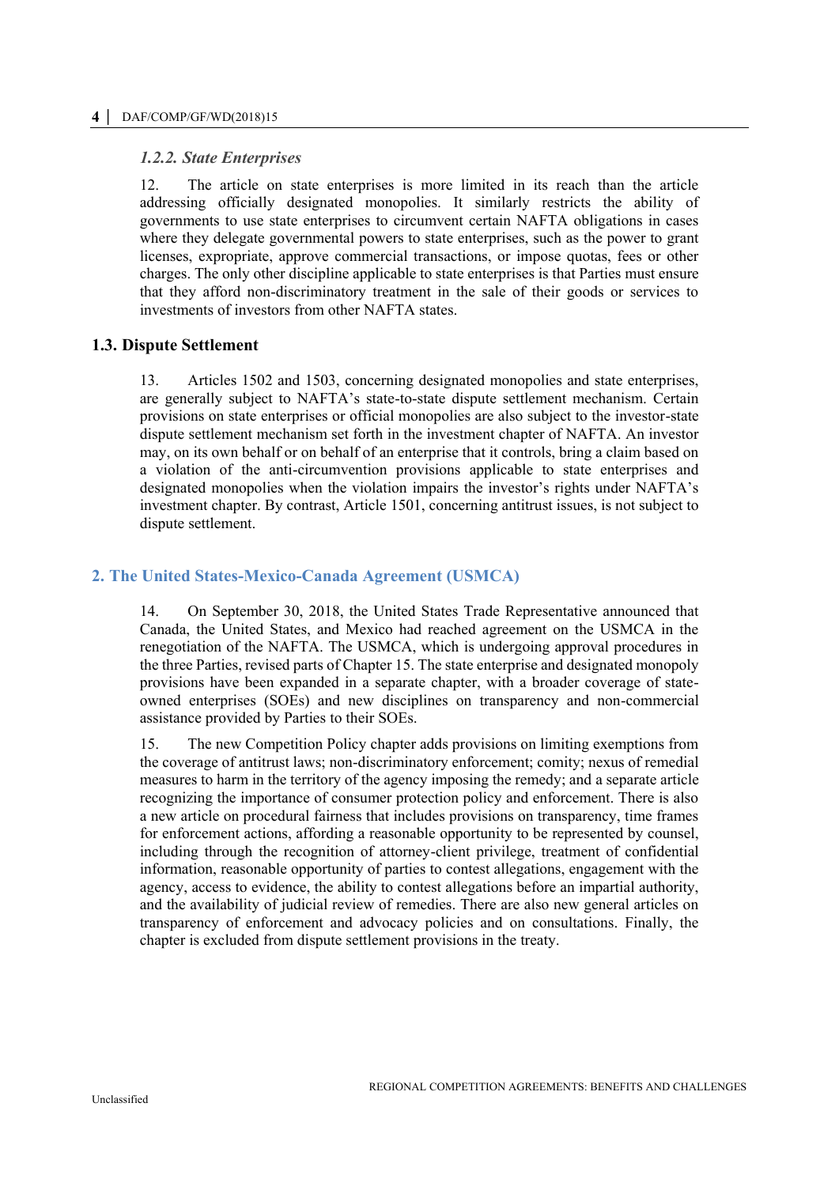### *1.2.2. State Enterprises*

12. The article on state enterprises is more limited in its reach than the article addressing officially designated monopolies. It similarly restricts the ability of governments to use state enterprises to circumvent certain NAFTA obligations in cases where they delegate governmental powers to state enterprises, such as the power to grant licenses, expropriate, approve commercial transactions, or impose quotas, fees or other charges. The only other discipline applicable to state enterprises is that Parties must ensure that they afford non-discriminatory treatment in the sale of their goods or services to investments of investors from other NAFTA states.

### 1.3. Dispute Settlement

13. Articles 1502 and 1503, concerning designated monopolies and state enterprises, are generally subject to NAFTA's state-to-state dispute settlement mechanism. Certain provisions on state enterprises or official monopolies are also subject to the investor-state dispute settlement mechanism set forth in the investment chapter of NAFTA. An investor may, on its own behalf or on behalf of an enterprise that it controls, bring a claim based on a violation of the anti-circumvention provisions applicable to state enterprises and designated monopolies when the violation impairs the investor's rights under NAFTA's investment chapter. By contrast, Article 1501, concerning antitrust issues, is not subject to dispute settlement.

## 2. The United States-Mexico-Canada Agreement (USMCA)

14. On September 30, 2018, the United States Trade Representative announced that Canada, the United States, and Mexico had reached agreement on the USMCA in the renegotiation of the NAFTA. The USMCA, which is undergoing approval procedures in the three Parties, revised parts of Chapter 15. The state enterprise and designated monopoly provisions have been expanded in a separate chapter, with a broader coverage of state-owned enterprises (SOEs) and new disciplines on transparency and non-commercial assistance provided by Parties to their SOEs.

15. The new Competition Policy chapter adds provisions on limiting exemptions from the coverage of antitrust laws; non-discriminatory enforcement; comity; nexus of remedial measures to harm in the territory of the agency imposing the remedy; and a separate article recognizing the importance of consumer protection policy and enforcement. There is also a new article on procedural fairness that includes provisions on transparency, time frames for enforcement actions, affording a reasonable opportunity to be represented by counsel, including through the recognition of attorney-client privilege, treatment of confidential information, reasonable opportunity of parties to contest allegations, engagement with the agency, access to evidence, the ability to contest allegations before an impartial authority, and the availability of judicial review of remedies. There are also new general articles on transparency of enforcement and advocacy policies and on consultations. Finally, the chapter is excluded from dispute settlement provisions in the treaty.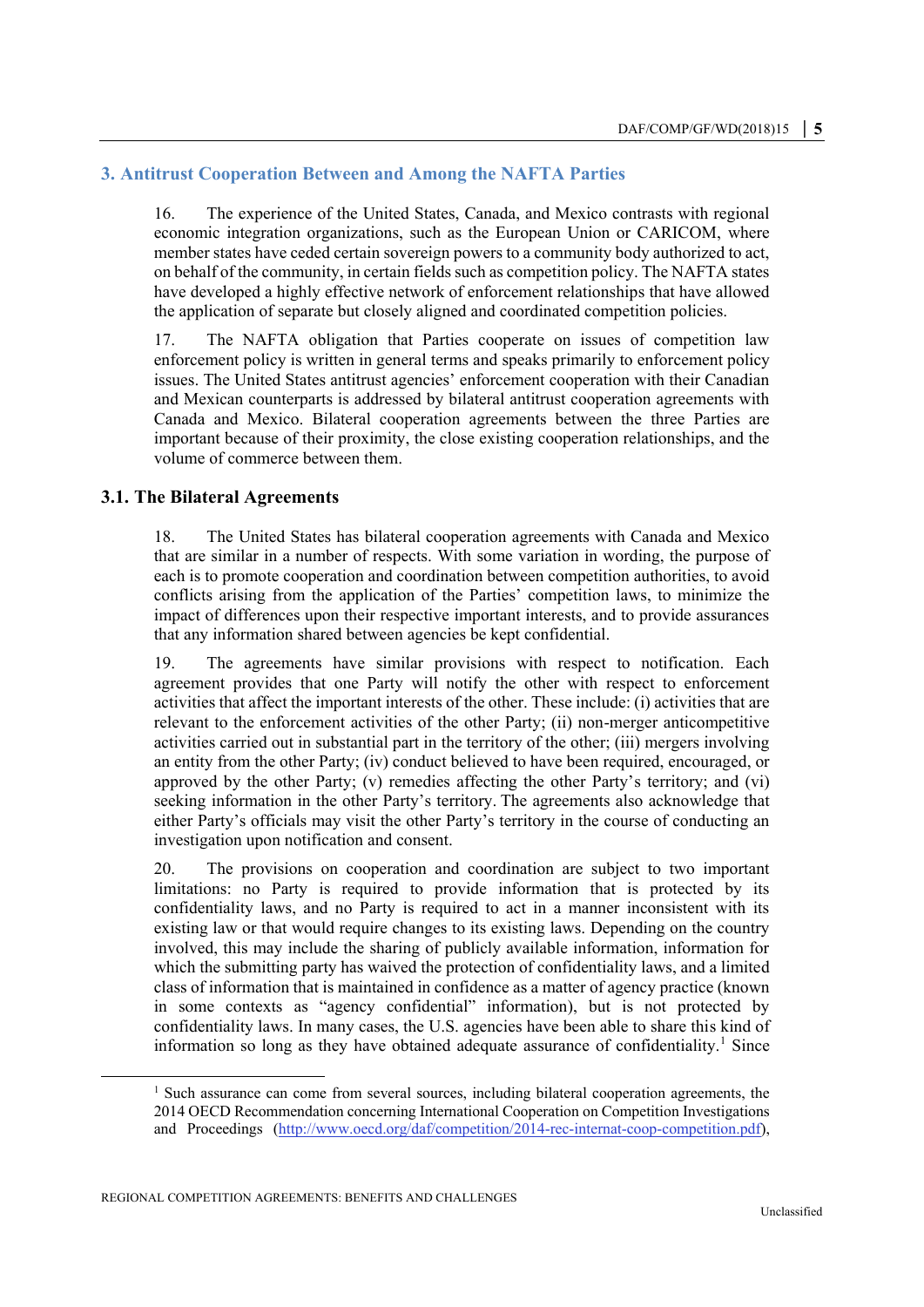## 3. Antitrust Cooperation Between and Among the NAFTA Parties

16. The experience of the United States, Canada, and Mexico contrasts with regional economic integration organizations, such as the European Union or CARICOM, where member states have ceded certain sovereign powers to a community body authorized to act, on behalf of the community, in certain fields such as competition policy. The NAFTA states have developed a highly effective network of enforcement relationships that have allowed the application of separate but closely aligned and coordinated competition policies.

17. The NAFTA obligation that Parties cooperate on issues of competition law enforcement policy is written in general terms and speaks primarily to enforcement policy issues. The United States antitrust agencies' enforcement cooperation with their Canadian and Mexican counterparts is addressed by bilateral antitrust cooperation agreements with Canada and Mexico. Bilateral cooperation agreements between the three Parties are important because of their proximity, the close existing cooperation relationships, and the volume of commerce between them.

### 3.1. The Bilateral Agreements

18. The United States has bilateral cooperation agreements with Canada and Mexico that are similar in a number of respects. With some variation in wording, the purpose of each is to promote cooperation and coordination between competition authorities, to avoid conflicts arising from the application of the Parties' competition laws, to minimize the impact of differences upon their respective important interests, and to provide assurances that any information shared between agencies be kept confidential.

19. The agreements have similar provisions with respect to notification. Each agreement provides that one Party will notify the other with respect to enforcement activities that affect the important interests of the other. These include: (i) activities that are relevant to the enforcement activities of the other Party; (ii) non-merger anticompetitive activities carried out in substantial part in the territory of the other; (iii) mergers involving an entity from the other Party; (iv) conduct believed to have been required, encouraged, or approved by the other Party; (v) remedies affecting the other Party's territory; and (vi) seeking information in the other Party's territory. The agreements also acknowledge that either Party's officials may visit the other Party's territory in the course of conducting an investigation upon notification and consent.

20. The provisions on cooperation and coordination are subject to two important limitations: no Party is required to provide information that is protected by its confidentiality laws, and no Party is required to act in a manner inconsistent with its existing law or that would require changes to its existing laws. Depending on the country involved, this may include the sharing of publicly available information, information for which the submitting party has waived the protection of confidentiality laws, and a limited class of information that is maintained in confidence as a matter of agency practice (known in some contexts as "agency confidential" information), but is not protected by confidentiality laws. In many cases, the U.S. agencies have been able to share this kind of information so long as they have obtained adequate assurance of confidentiality.[1] Since

[1] Such assurance can come from several sources, including bilateral cooperation agreements, the 2014 OECD Recommendation concerning International Cooperation on Competition Investigations and Proceedings (http://www.oecd.org/daf/competition/2014-rec-internat-coop-competition.pdf),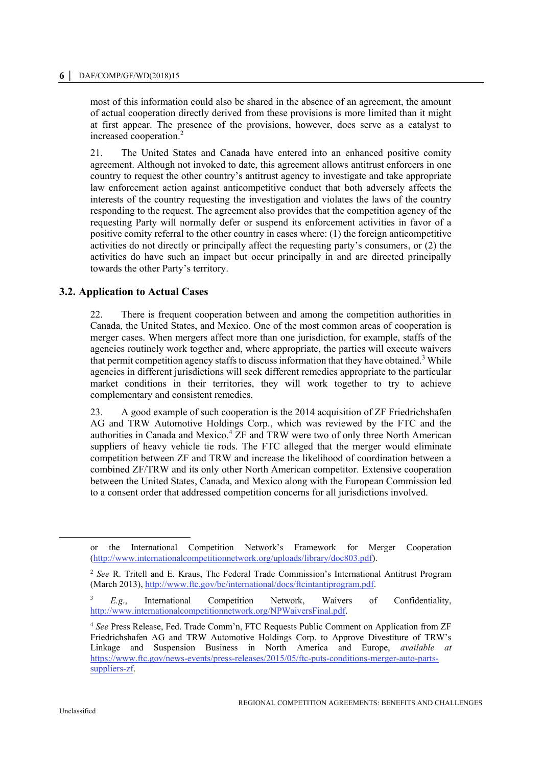most of this information could also be shared in the absence of an agreement, the amount of actual cooperation directly derived from these provisions is more limited than it might at first appear. The presence of the provisions, however, does serve as a catalyst to increased cooperation.[2]

21. The United States and Canada have entered into an enhanced positive comity agreement. Although not invoked to date, this agreement allows antitrust enforcers in one country to request the other country's antitrust agency to investigate and take appropriate law enforcement action against anticompetitive conduct that both adversely affects the interests of the country requesting the investigation and violates the laws of the country responding to the request. The agreement also provides that the competition agency of the requesting Party will normally defer or suspend its enforcement activities in favor of a positive comity referral to the other country in cases where: (1) the foreign anticompetitive activities do not directly or principally affect the requesting party's consumers, or (2) the activities do have such an impact but occur principally in and are directed principally towards the other Party's territory.

## 3.2. Application to Actual Cases

22. There is frequent cooperation between and among the competition authorities in Canada, the United States, and Mexico. One of the most common areas of cooperation is merger cases. When mergers affect more than one jurisdiction, for example, staffs of the agencies routinely work together and, where appropriate, the parties will execute waivers that permit competition agency staffs to discuss information that they have obtained.[3] While agencies in different jurisdictions will seek different remedies appropriate to the particular market conditions in their territories, they will work together to try to achieve complementary and consistent remedies.

23. A good example of such cooperation is the 2014 acquisition of ZF Friedrichshafen AG and TRW Automotive Holdings Corp., which was reviewed by the FTC and the authorities in Canada and Mexico.[4] ZF and TRW were two of only three North American suppliers of heavy vehicle tie rods. The FTC alleged that the merger would eliminate competition between ZF and TRW and increase the likelihood of coordination between a combined ZF/TRW and its only other North American competitor. Extensive cooperation between the United States, Canada, and Mexico along with the European Commission led to a consent order that addressed competition concerns for all jurisdictions involved.

---

or the International Competition Network's Framework for Merger Cooperation (http://www.internationalcompetitionnetwork.org/uploads/library/doc803.pdf).

[2] *See* R. Tritell and E. Kraus, The Federal Trade Commission's International Antitrust Program (March 2013), http://www.ftc.gov/bc/international/docs/ftcintantiprogram.pdf.

[3] *E.g.*, International Competition Network, Waivers of Confidentiality, http://www.internationalcompetitionnetwork.org/NPWaiversFinal.pdf.

[4] *See* Press Release, Fed. Trade Comm'n, FTC Requests Public Comment on Application from ZF Friedrichshafen AG and TRW Automotive Holdings Corp. to Approve Divestiture of TRW's Linkage and Suspension Business in North America and Europe, *available at* https://www.ftc.gov/news-events/press-releases/2015/05/ftc-puts-conditions-merger-auto-parts-suppliers-zf.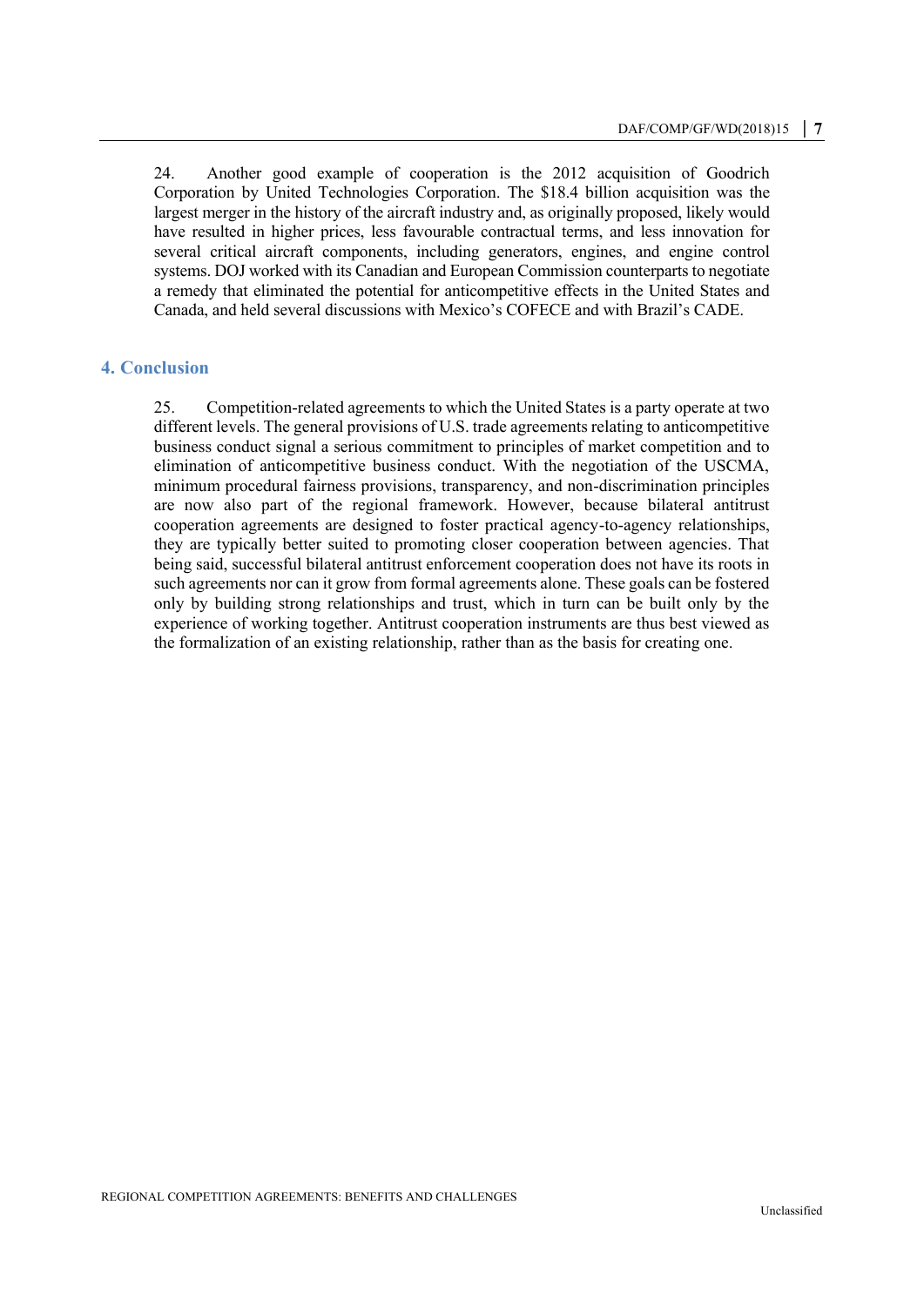24. Another good example of cooperation is the 2012 acquisition of Goodrich Corporation by United Technologies Corporation. The $18.4 billion acquisition was the largest merger in the history of the aircraft industry and, as originally proposed, likely would have resulted in higher prices, less favourable contractual terms, and less innovation for several critical aircraft components, including generators, engines, and engine control systems. DOJ worked with its Canadian and European Commission counterparts to negotiate a remedy that eliminated the potential for anticompetitive effects in the United States and Canada, and held several discussions with Mexico's COFECE and with Brazil's CADE.

## 4. Conclusion

25. Competition-related agreements to which the United States is a party operate at two different levels. The general provisions of U.S. trade agreements relating to anticompetitive business conduct signal a serious commitment to principles of market competition and to elimination of anticompetitive business conduct. With the negotiation of the USCMA, minimum procedural fairness provisions, transparency, and non-discrimination principles are now also part of the regional framework. However, because bilateral antitrust cooperation agreements are designed to foster practical agency-to-agency relationships, they are typically better suited to promoting closer cooperation between agencies. That being said, successful bilateral antitrust enforcement cooperation does not have its roots in such agreements nor can it grow from formal agreements alone. These goals can be fostered only by building strong relationships and trust, which in turn can be built only by the experience of working together. Antitrust cooperation instruments are thus best viewed as the formalization of an existing relationship, rather than as the basis for creating one.